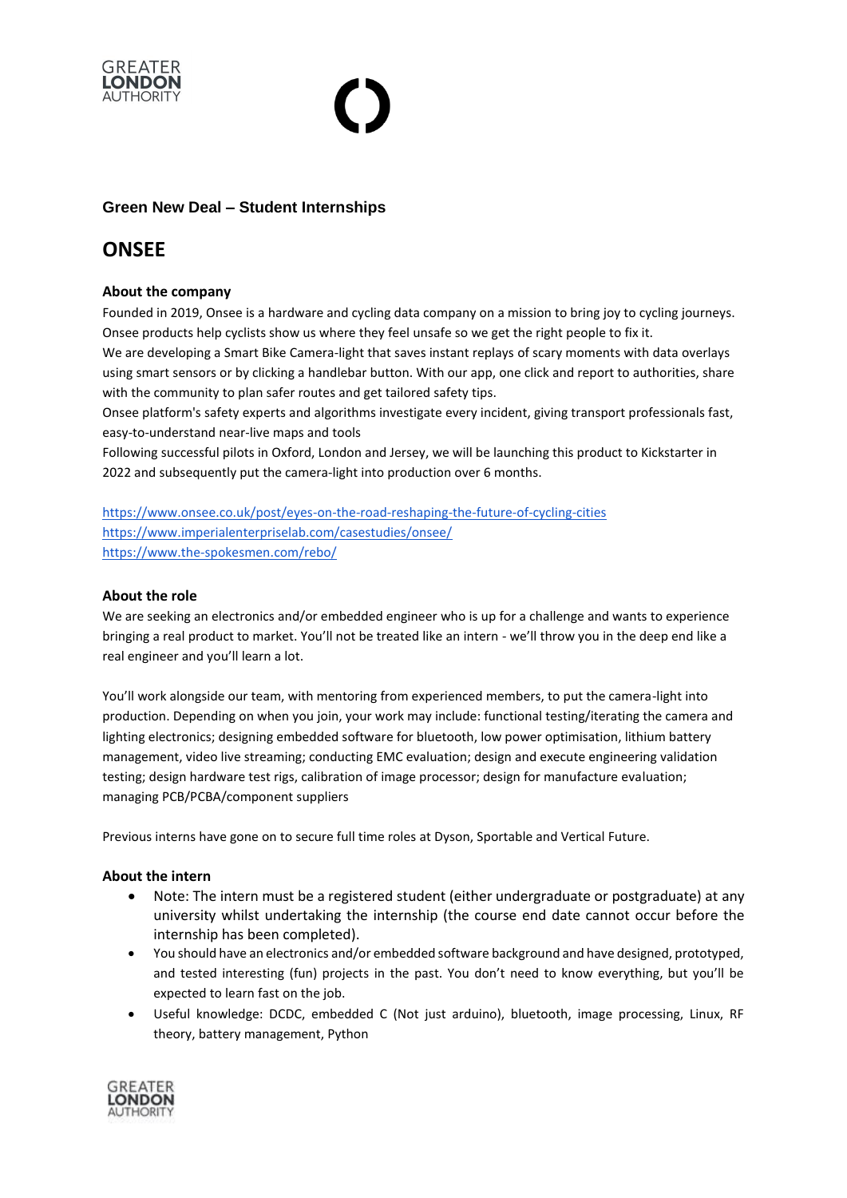## Green New Deal – Student Internships

# ONSEE

### About the company

Founded in 2019, Onsee is a hardware and cycling data company on a mission to bring joy to cycling journeys. Onsee products help cyclists show us where they feel unsafe so we get the right people to fix it.
We are developing a Smart Bike Camera-light that saves instant replays of scary moments with data overlays using smart sensors or by clicking a handlebar button. With our app, one click and report to authorities, share with the community to plan safer routes and get tailored safety tips.
Onsee platform's safety experts and algorithms investigate every incident, giving transport professionals fast, easy-to-understand near-live maps and tools
Following successful pilots in Oxford, London and Jersey, we will be launching this product to Kickstarter in 2022 and subsequently put the camera-light into production over 6 months.

https://www.onsee.co.uk/post/eyes-on-the-road-reshaping-the-future-of-cycling-cities
https://www.imperialenterpriselab.com/casestudies/onsee/
https://www.the-spokesmen.com/rebo/

### About the role

We are seeking an electronics and/or embedded engineer who is up for a challenge and wants to experience bringing a real product to market. You'll not be treated like an intern - we'll throw you in the deep end like a real engineer and you'll learn a lot.

You'll work alongside our team, with mentoring from experienced members, to put the camera-light into production. Depending on when you join, your work may include: functional testing/iterating the camera and lighting electronics; designing embedded software for bluetooth, low power optimisation, lithium battery management, video live streaming; conducting EMC evaluation; design and execute engineering validation testing; design hardware test rigs, calibration of image processor; design for manufacture evaluation; managing PCB/PCBA/component suppliers

Previous interns have gone on to secure full time roles at Dyson, Sportable and Vertical Future.

### About the intern

- Note: The intern must be a registered student (either undergraduate or postgraduate) at any university whilst undertaking the internship (the course end date cannot occur before the internship has been completed).
- You should have an electronics and/or embedded software background and have designed, prototyped, and tested interesting (fun) projects in the past. You don't need to know everything, but you'll be expected to learn fast on the job.
- Useful knowledge: DCDC, embedded C (Not just arduino), bluetooth, image processing, Linux, RF theory, battery management, Python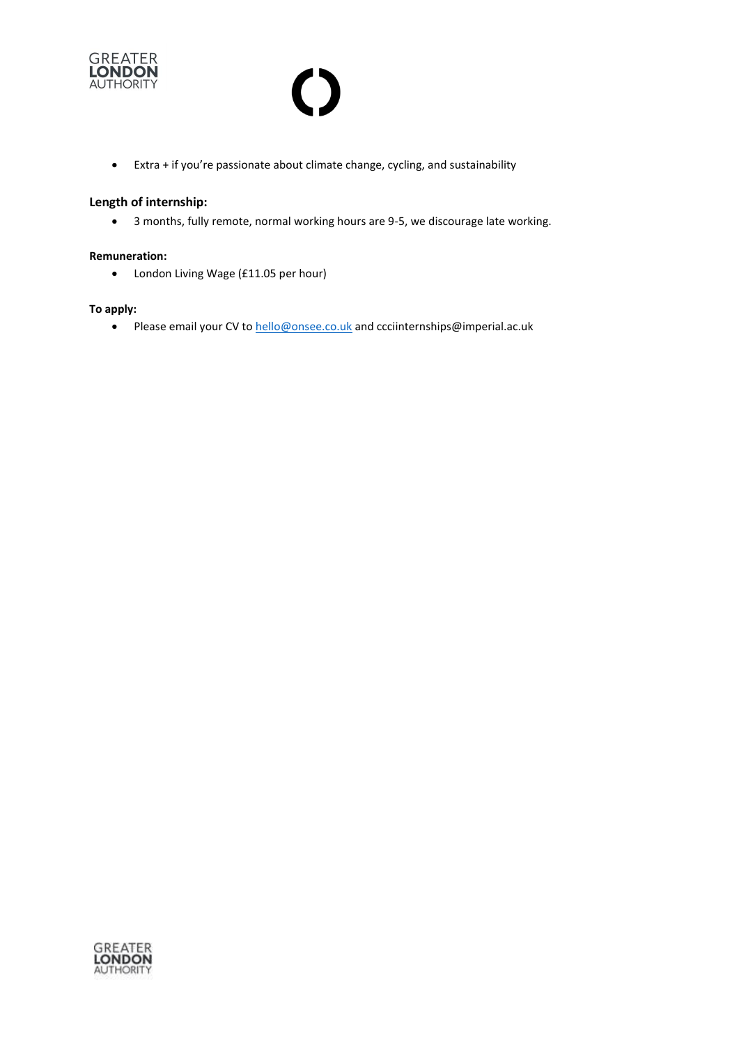- Extra + if you're passionate about climate change, cycling, and sustainability

## Length of internship:

- 3 months, fully remote, normal working hours are 9-5, we discourage late working.

**Remuneration:**

- London Living Wage (£11.05 per hour)

**To apply:**

- Please email your CV to hello@onsee.co.uk and ccciinternships@imperial.ac.uk